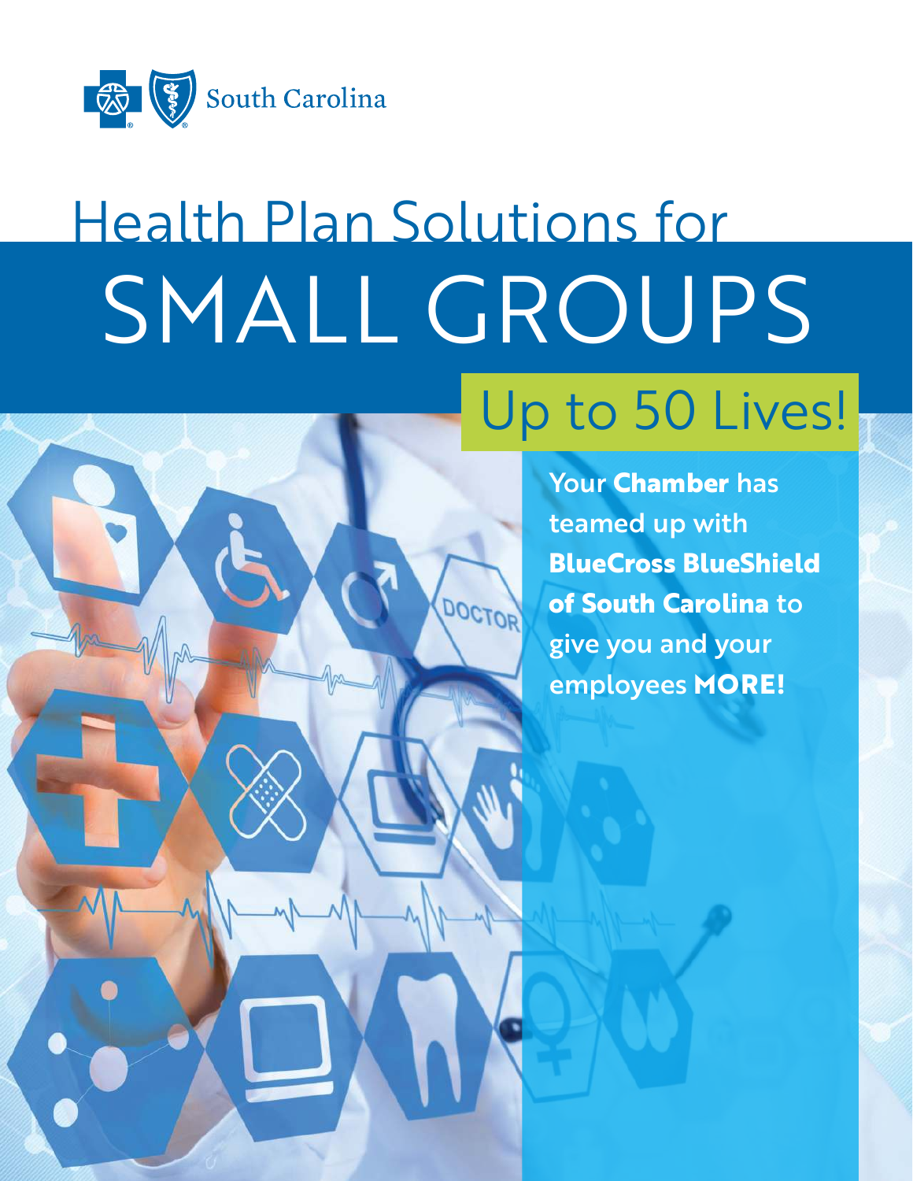South Carolina

# Health Plan Solutions for SMALL GROUPS

## Up to 50 Lives!

Your **Chamber** has teamed up with **BlueCross BlueShield of South Carolina** to give you and your employees **MORE!**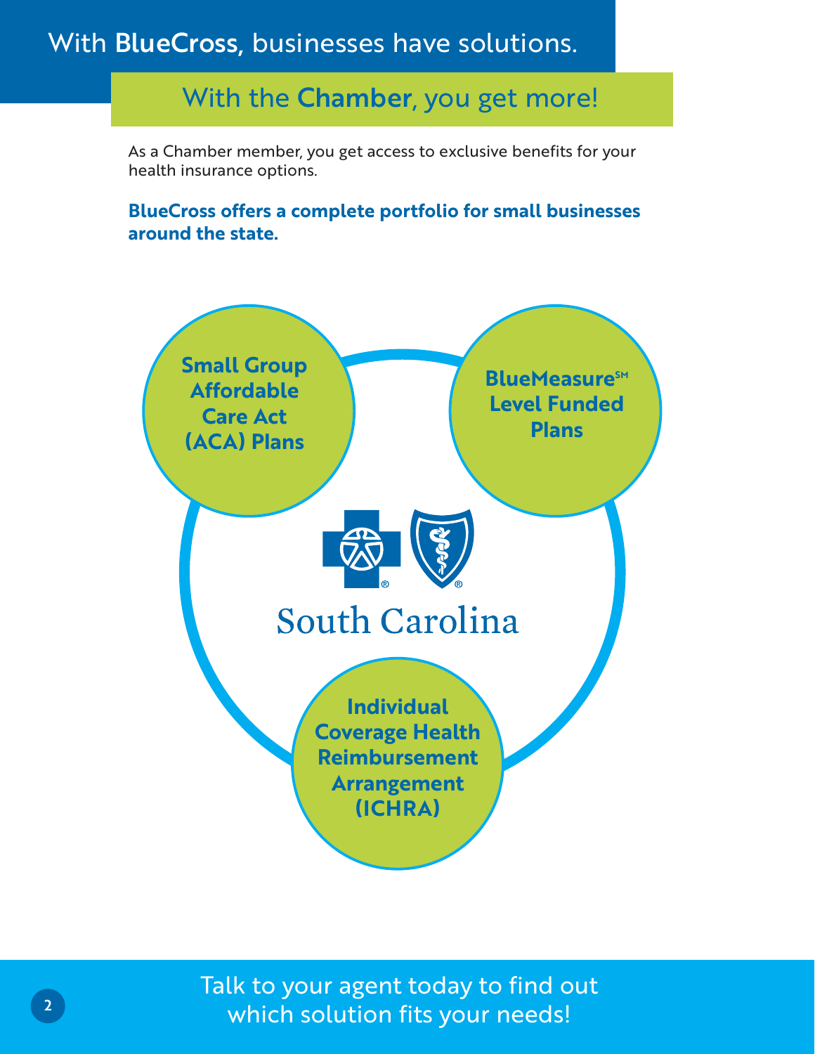# With **BlueCross**, businesses have solutions.

## With the **Chamber**, you get more!

As a Chamber member, you get access to exclusive benefits for your health insurance options.

**BlueCross offers a complete portfolio for small businesses around the state.**

- **Small Group Affordable Care Act (ACA) Plans**
- **BlueMeasure℠ Level Funded Plans**
- **Individual Coverage Health Reimbursement Arrangement (ICHRA)**

South Carolina

Talk to your agent today to find out which solution fits your needs!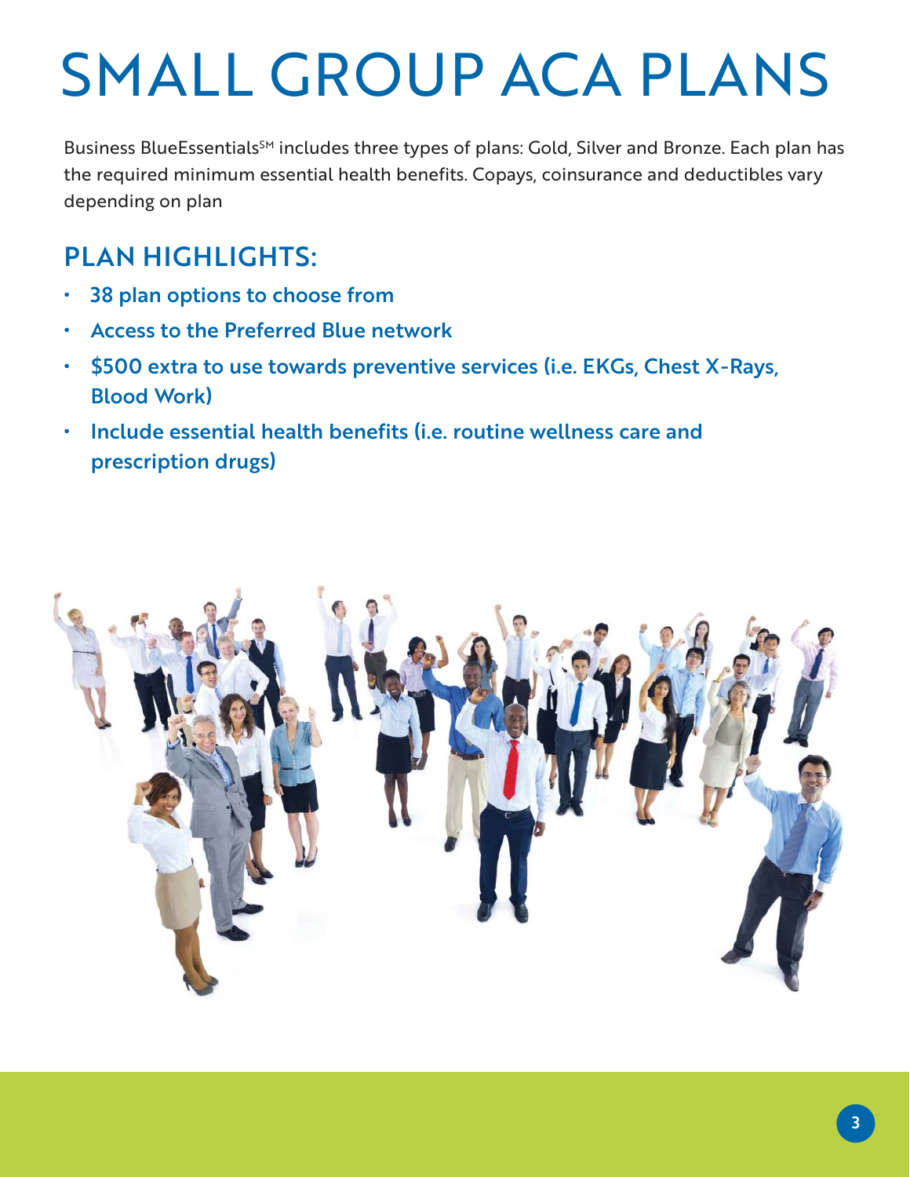# SMALL GROUP ACA PLANS

Business BlueEssentials[SM] includes three types of plans: Gold, Silver and Bronze. Each plan has the required minimum essential health benefits. Copays, coinsurance and deductibles vary depending on plan

## PLAN HIGHLIGHTS:

- **38 plan options to choose from**
- **Access to the Preferred Blue network**
- **$500 extra to use towards preventive services (i.e. EKGs, Chest X-Rays, Blood Work)**
- **Include essential health benefits (i.e. routine wellness care and prescription drugs)**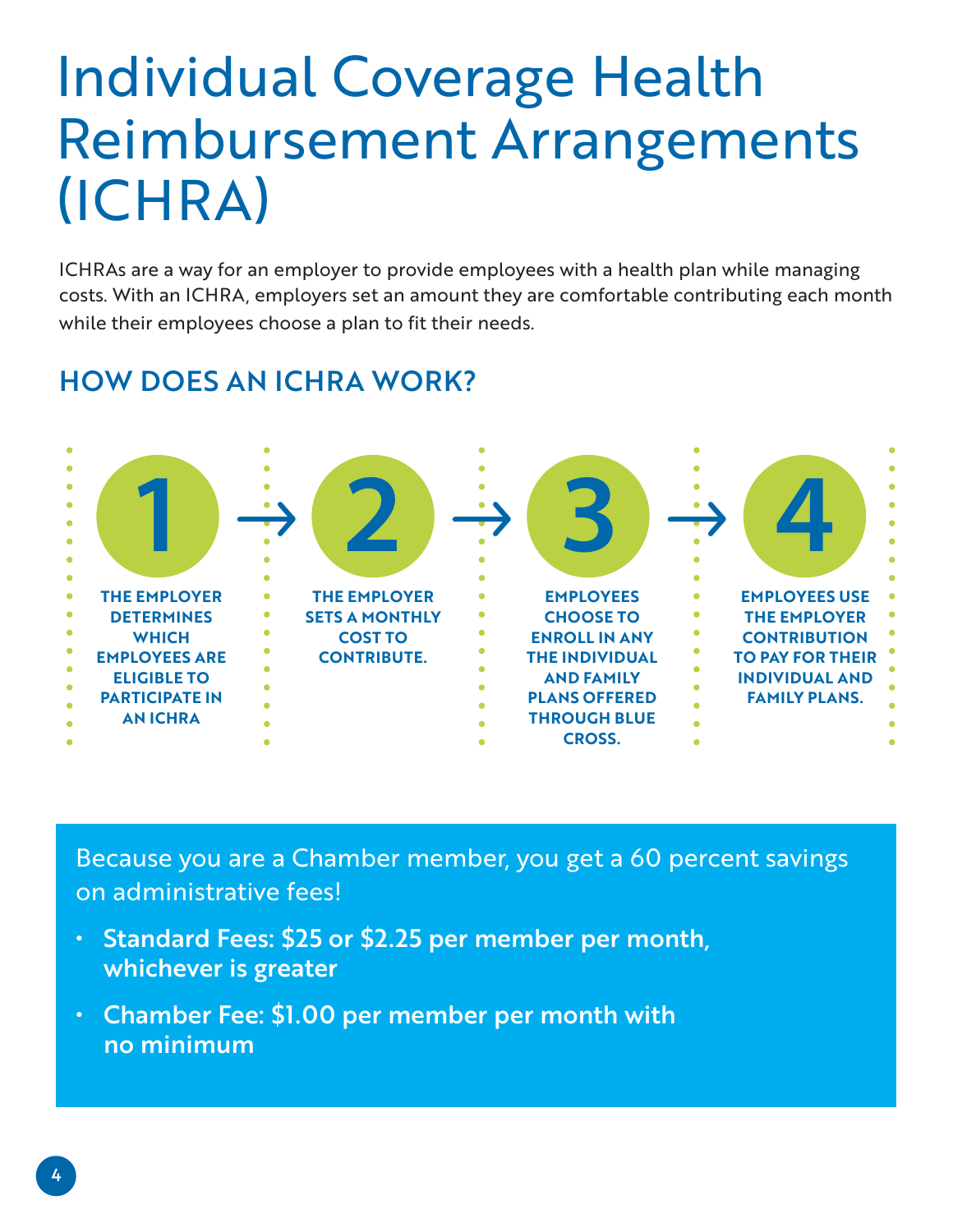# Individual Coverage Health Reimbursement Arrangements (ICHRA)

ICHRAs are a way for an employer to provide employees with a health plan while managing costs. With an ICHRA, employers set an amount they are comfortable contributing each month while their employees choose a plan to fit their needs.

## HOW DOES AN ICHRA WORK?

1. **THE EMPLOYER DETERMINES WHICH EMPLOYEES ARE ELIGIBLE TO PARTICIPATE IN AN ICHRA**
2. **THE EMPLOYER SETS A MONTHLY COST TO CONTRIBUTE.**
3. **EMPLOYEES CHOOSE TO ENROLL IN ANY THE INDIVIDUAL AND FAMILY PLANS OFFERED THROUGH BLUE CROSS.**
4. **EMPLOYEES USE THE EMPLOYER CONTRIBUTION TO PAY FOR THEIR INDIVIDUAL AND FAMILY PLANS.**

Because you are a Chamber member, you get a 60 percent savings on administrative fees!

- **Standard Fees: $25 or $2.25 per member per month, whichever is greater**
- **Chamber Fee: $1.00 per member per month with no minimum**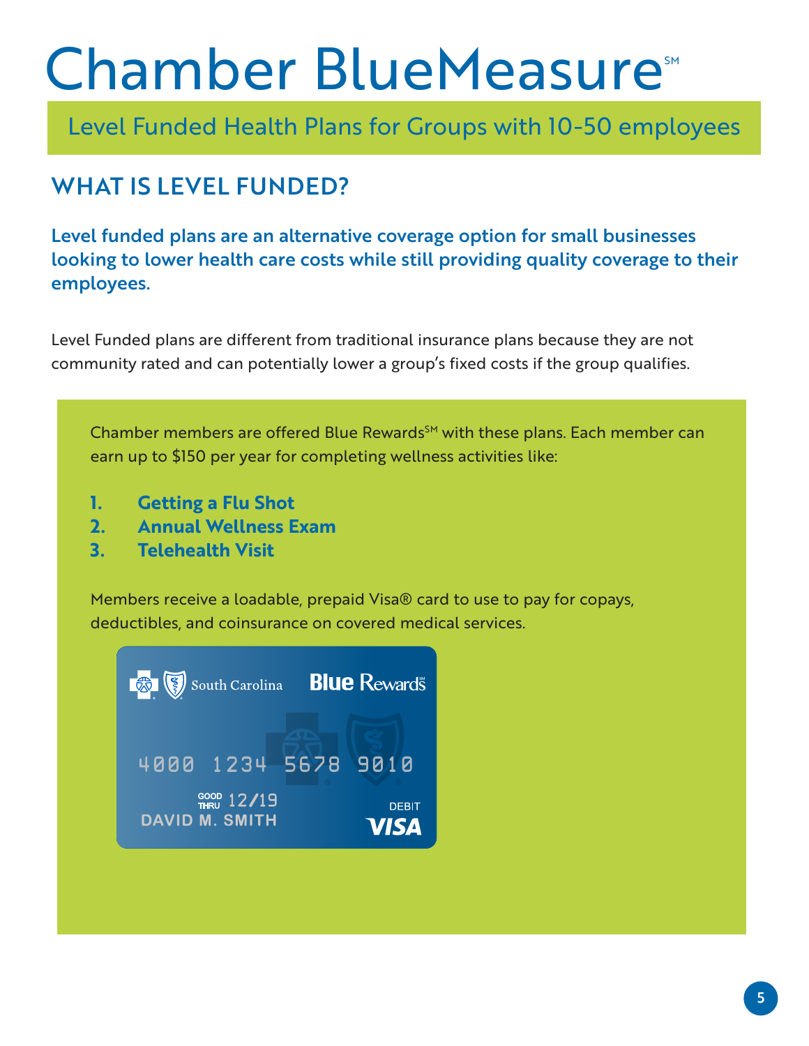# Chamber BlueMeasure℠

## Level Funded Health Plans for Groups with 10-50 employees

## WHAT IS LEVEL FUNDED?

**Level funded plans are an alternative coverage option for small businesses looking to lower health care costs while still providing quality coverage to their employees.**

Level Funded plans are different from traditional insurance plans because they are not community rated and can potentially lower a group's fixed costs if the group qualifies.

Chamber members are offered Blue Rewards℠ with these plans. Each member can earn up to $150 per year for completing wellness activities like:

1. **Getting a Flu Shot**
2. **Annual Wellness Exam**
3. **Telehealth Visit**

Members receive a loadable, prepaid Visa® card to use to pay for copays, deductibles, and coinsurance on covered medical services.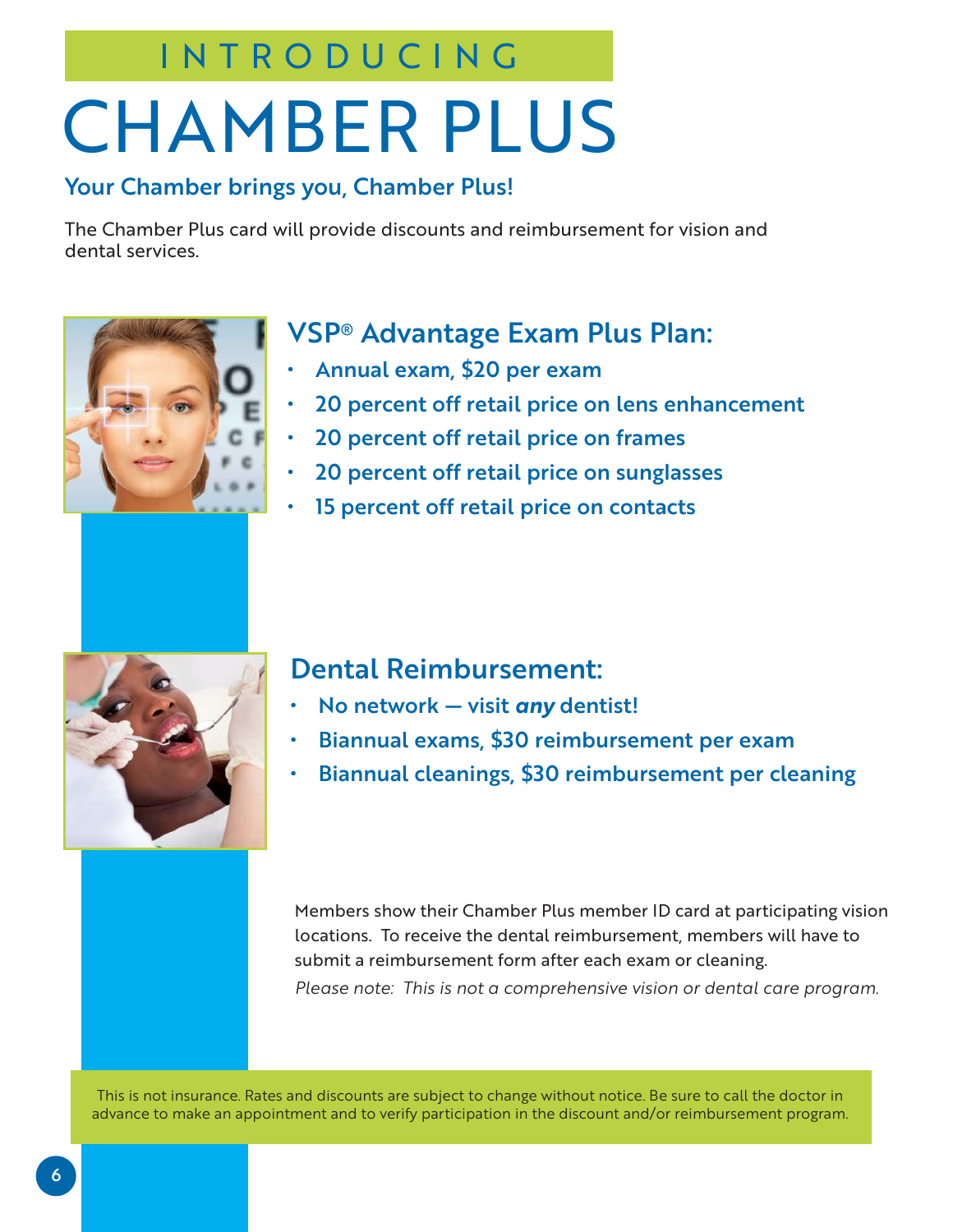INTRODUCING

# CHAMBER PLUS

## Your Chamber brings you, Chamber Plus!

The Chamber Plus card will provide discounts and reimbursement for vision and dental services.

## VSP® Advantage Exam Plus Plan:

- **Annual exam, $20 per exam**
- **20 percent off retail price on lens enhancement**
- **20 percent off retail price on frames**
- **20 percent off retail price on sunglasses**
- **15 percent off retail price on contacts**

## Dental Reimbursement:

- **No network — visit *any* dentist!**
- **Biannual exams, $30 reimbursement per exam**
- **Biannual cleanings, $30 reimbursement per cleaning**

Members show their Chamber Plus member ID card at participating vision locations. To receive the dental reimbursement, members will have to submit a reimbursement form after each exam or cleaning.

*Please note: This is not a comprehensive vision or dental care program.*

This is not insurance. Rates and discounts are subject to change without notice. Be sure to call the doctor in advance to make an appointment and to verify participation in the discount and/or reimbursement program.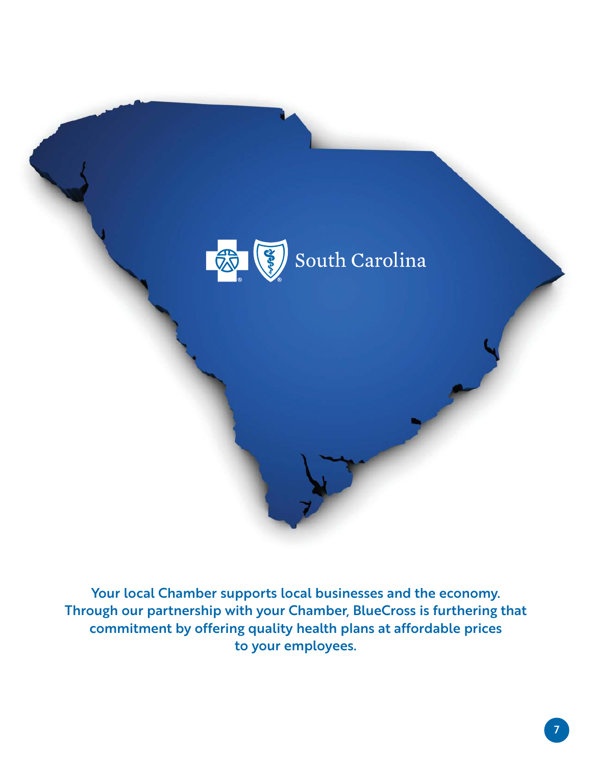South Carolina

Your local Chamber supports local businesses and the economy. Through our partnership with your Chamber, BlueCross is furthering that commitment by offering quality health plans at affordable prices to your employees.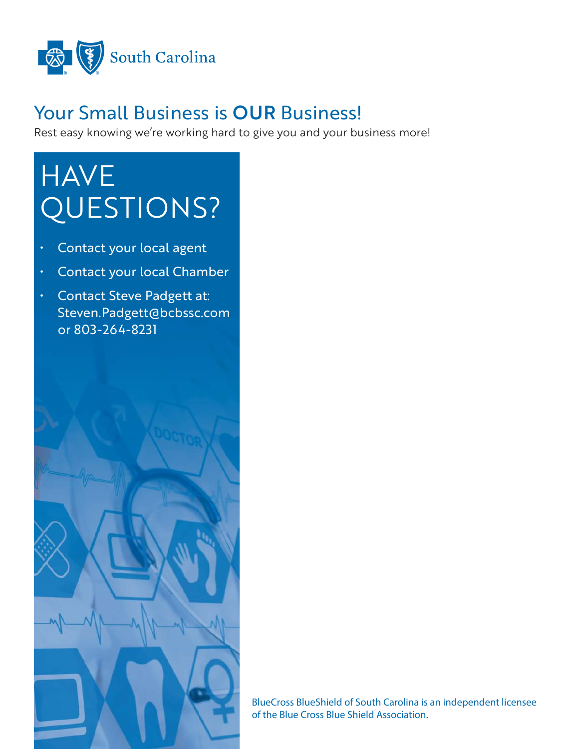South Carolina

# Your Small Business is **OUR** Business!

Rest easy knowing we're working hard to give you and your business more!

## HAVE QUESTIONS?

- Contact your local agent
- Contact your local Chamber
- Contact Steve Padgett at: Steven.Padgett@bcbssc.com or 803-264-8231

BlueCross BlueShield of South Carolina is an independent licensee of the Blue Cross Blue Shield Association.